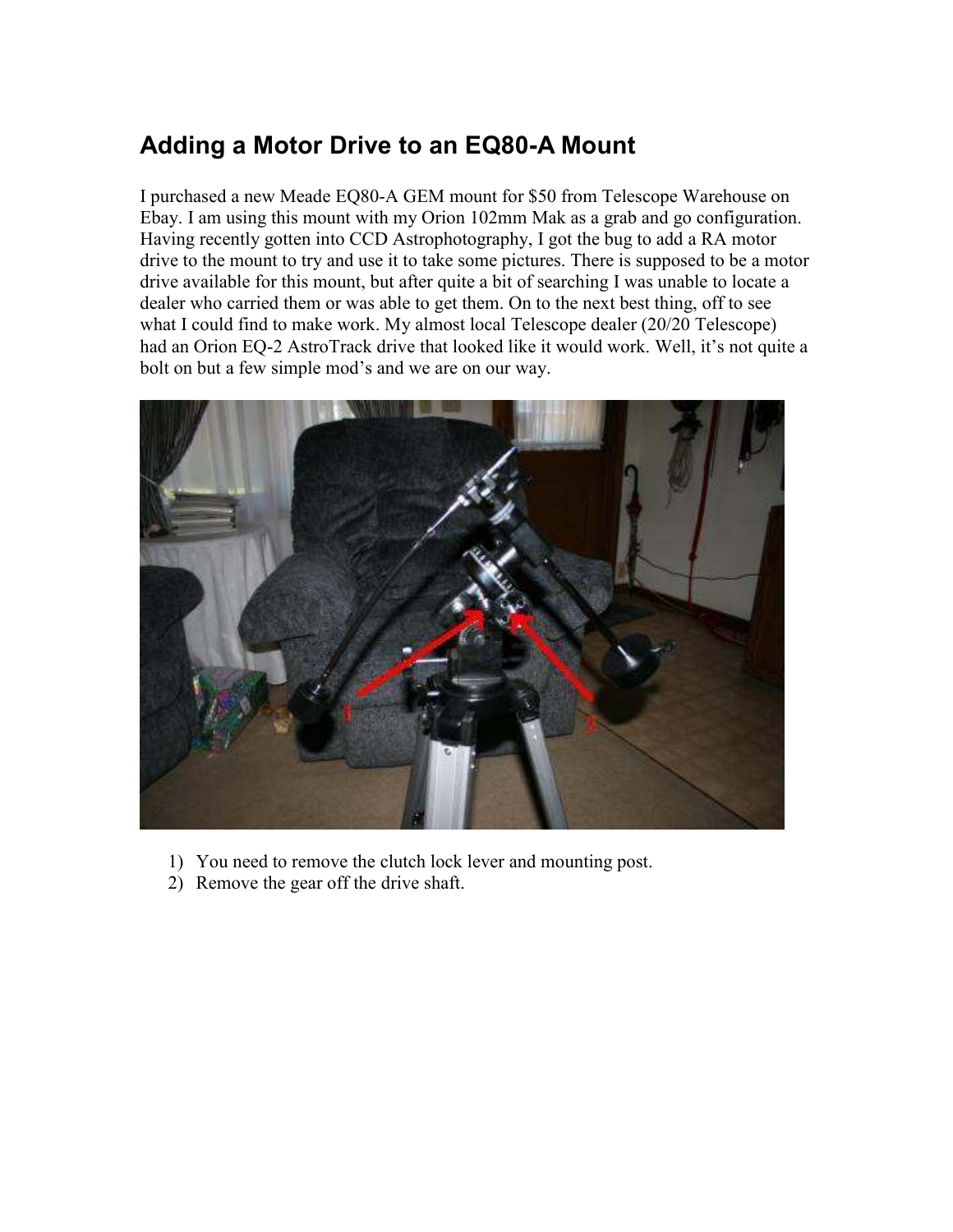# Adding a Motor Drive to an EQ80-A Mount

I purchased a new Meade EQ80-A GEM mount for $50 from Telescope Warehouse on Ebay. I am using this mount with my Orion 102mm Mak as a grab and go configuration. Having recently gotten into CCD Astrophotography, I got the bug to add a RA motor drive to the mount to try and use it to take some pictures. There is supposed to be a motor drive available for this mount, but after quite a bit of searching I was unable to locate a dealer who carried them or was able to get them. On to the next best thing, off to see what I could find to make work. My almost local Telescope dealer (20/20 Telescope) had an Orion EQ-2 AstroTrack drive that looked like it would work. Well, it's not quite a bolt on but a few simple mod's and we are on our way.

1) You need to remove the clutch lock lever and mounting post.
2) Remove the gear off the drive shaft.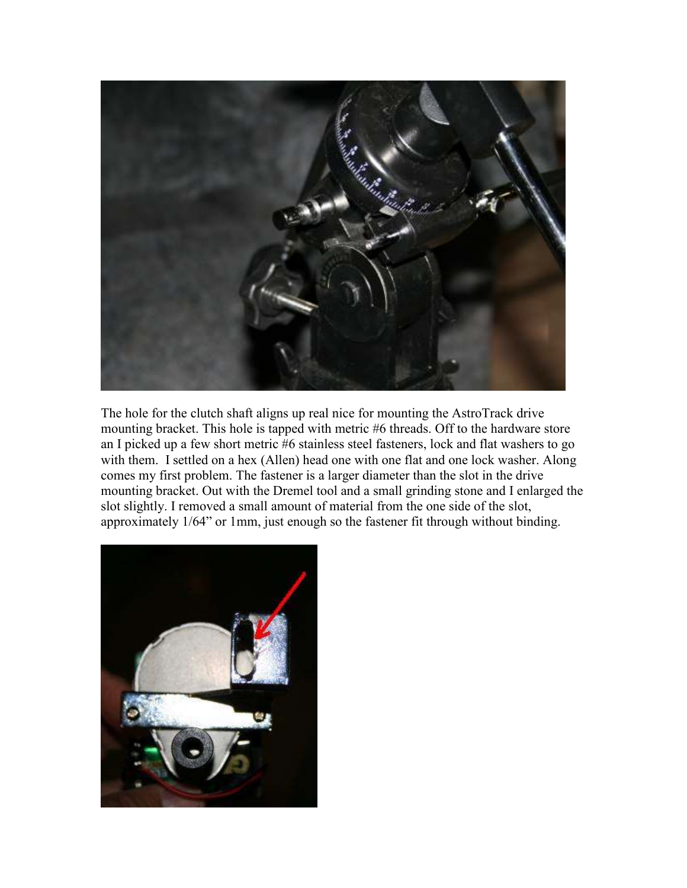The hole for the clutch shaft aligns up real nice for mounting the AstroTrack drive mounting bracket. This hole is tapped with metric #6 threads. Off to the hardware store an I picked up a few short metric #6 stainless steel fasteners, lock and flat washers to go with them. I settled on a hex (Allen) head one with one flat and one lock washer. Along comes my first problem. The fastener is a larger diameter than the slot in the drive mounting bracket. Out with the Dremel tool and a small grinding stone and I enlarged the slot slightly. I removed a small amount of material from the one side of the slot, approximately 1/64" or 1mm, just enough so the fastener fit through without binding.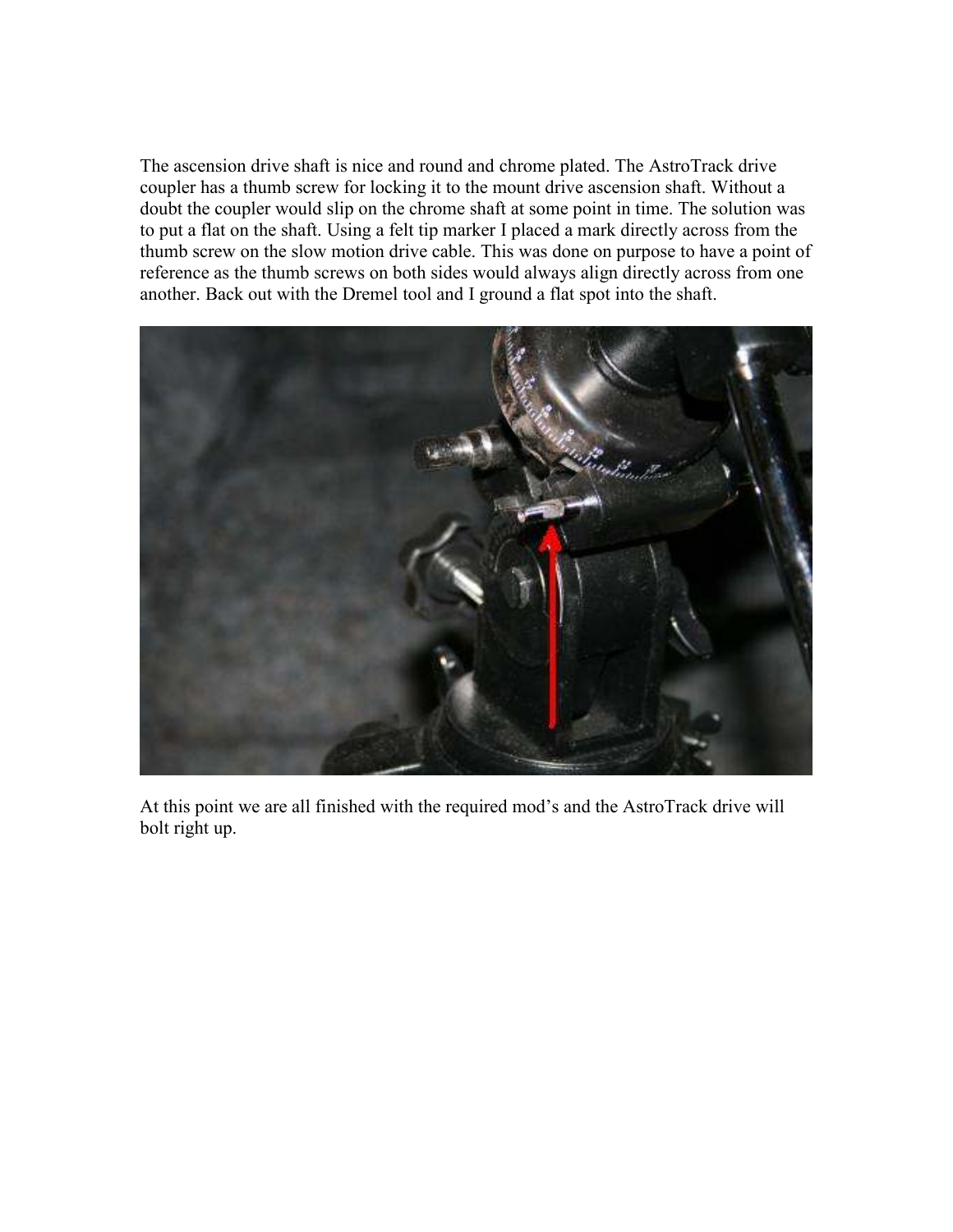The ascension drive shaft is nice and round and chrome plated. The AstroTrack drive coupler has a thumb screw for locking it to the mount drive ascension shaft. Without a doubt the coupler would slip on the chrome shaft at some point in time. The solution was to put a flat on the shaft. Using a felt tip marker I placed a mark directly across from the thumb screw on the slow motion drive cable. This was done on purpose to have a point of reference as the thumb screws on both sides would always align directly across from one another. Back out with the Dremel tool and I ground a flat spot into the shaft.

At this point we are all finished with the required mod's and the AstroTrack drive will bolt right up.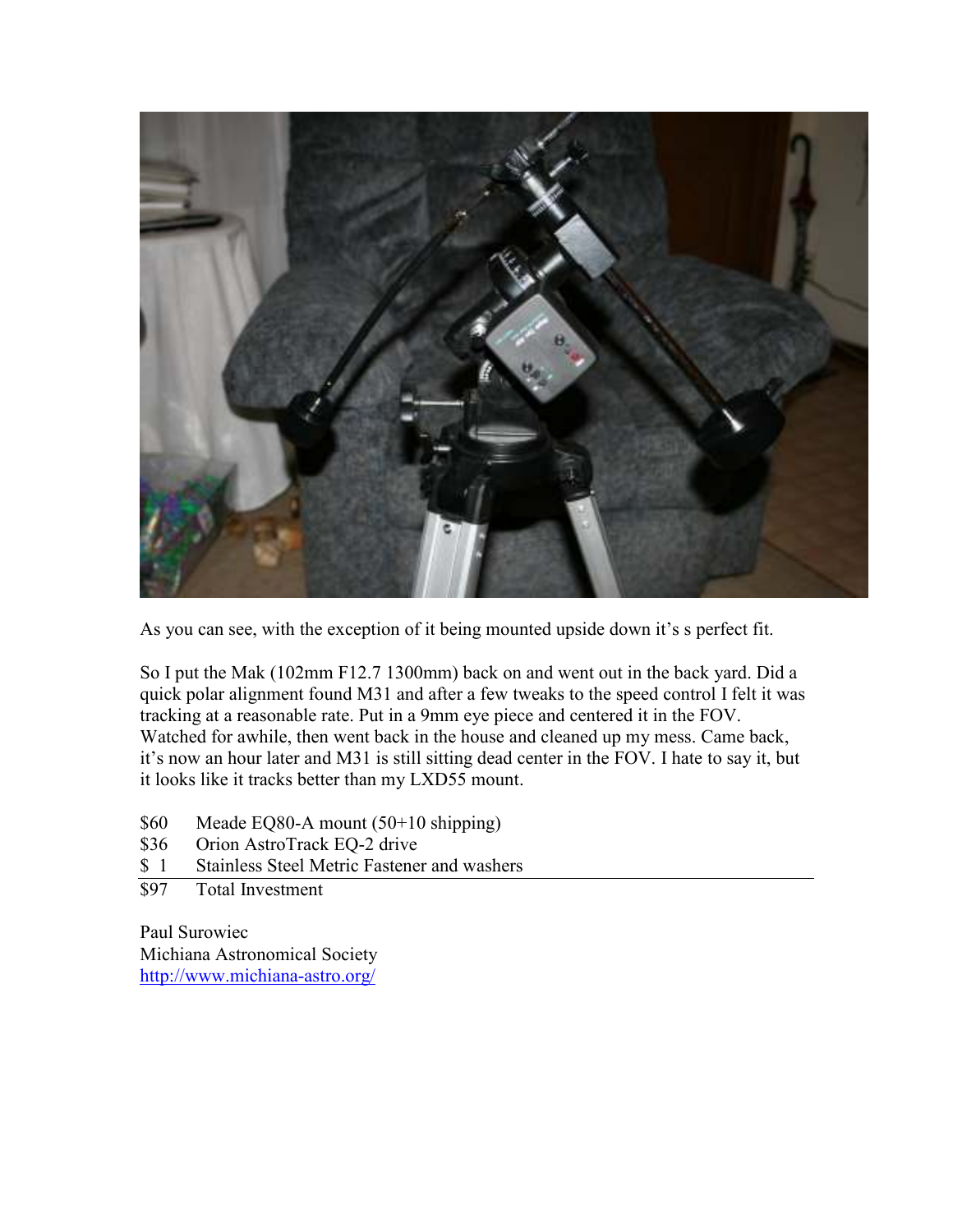As you can see, with the exception of it being mounted upside down it's s perfect fit.

So I put the Mak (102mm F12.7 1300mm) back on and went out in the back yard. Did a quick polar alignment found M31 and after a few tweaks to the speed control I felt it was tracking at a reasonable rate. Put in a 9mm eye piece and centered it in the FOV. Watched for awhile, then went back in the house and cleaned up my mess. Came back, it's now an hour later and M31 is still sitting dead center in the FOV. I hate to say it, but it looks like it tracks better than my LXD55 mount.

| | |
|---|---|
| $60 | Meade EQ80-A mount (50+10 shipping) |
| $36 | Orion AstroTrack EQ-2 drive |
| $ 1 | Stainless Steel Metric Fastener and washers |
| $97 | Total Investment |

Paul Surowiec
Michiana Astronomical Society
http://www.michiana-astro.org/